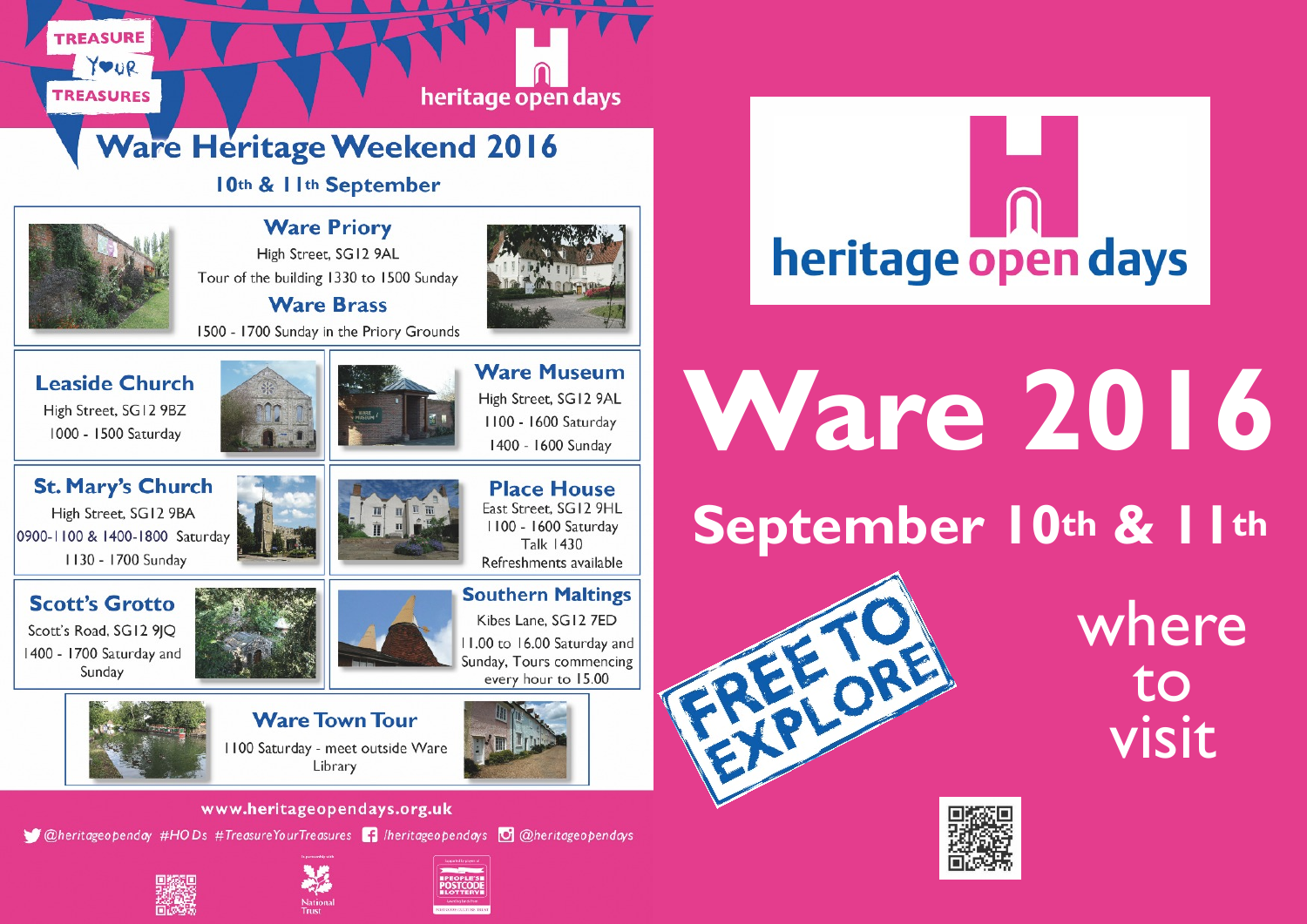TREASURE YOUR TREASURES

heritage open days

# Ware Heritage Weekend 2016

**10th & 11th September**

## Ware Priory

High Street, SG12 9AL

Tour of the building 1330 to 1500 Sunday

## Ware Brass

1500 - 1700 Sunday in the Priory Grounds

## Leaside Church

High Street, SG12 9BZ

1000 - 1500 Saturday

## Ware Museum

High Street, SG12 9AL

1100 - 1600 Saturday

1400 - 1600 Sunday

## St. Mary's Church

High Street, SG12 9BA

0900-1100 & 1400-1800 Saturday

1130 - 1700 Sunday

## Place House

East Street, SG12 9HL

1100 - 1600 Saturday

Talk 1430

Refreshments available

## Scott's Grotto

Scott's Road, SG12 9JQ

1400 - 1700 Saturday and Sunday

## Southern Maltings

Kibes Lane, SG12 7ED

11.00 to 16.00 Saturday and Sunday, Tours commencing every hour to 15.00

## Ware Town Tour

1100 Saturday - meet outside Ware Library

www.heritageopendays.org.uk

@heritageopenday #HODs #TreasureYourTreasures /heritageopendays @heritageopendays

National Trust

Supported by players of People's Postcode Lottery

heritage open days

# Ware 2016

## September 10th & 11th

FREE TO EXPLORE

where to visit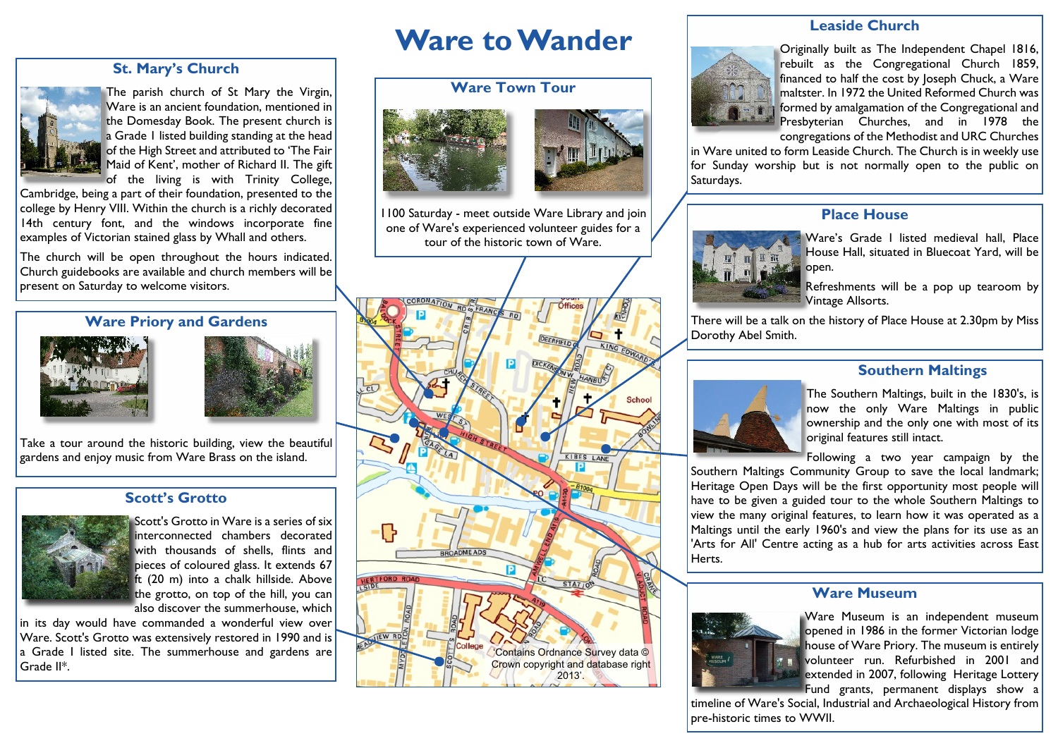# Ware to Wander

## St. Mary's Church

The parish church of St Mary the Virgin, Ware is an ancient foundation, mentioned in the Domesday Book. The present church is a Grade I listed building standing at the head of the High Street and attributed to 'The Fair Maid of Kent', mother of Richard II. The gift of the living is with Trinity College, Cambridge, being a part of their foundation, presented to the college by Henry VIII. Within the church is a richly decorated 14th century font, and the windows incorporate fine examples of Victorian stained glass by Whall and others.

The church will be open throughout the hours indicated. Church guidebooks are available and church members will be present on Saturday to welcome visitors.

## Ware Priory and Gardens

Take a tour around the historic building, view the beautiful gardens and enjoy music from Ware Brass on the island.

## Scott's Grotto

Scott's Grotto in Ware is a series of six interconnected chambers decorated with thousands of shells, flints and pieces of coloured glass. It extends 67 ft (20 m) into a chalk hillside. Above the grotto, on top of the hill, you can also discover the summerhouse, which in its day would have commanded a wonderful view over Ware. Scott's Grotto was extensively restored in 1990 and is a Grade I listed site. The summerhouse and gardens are Grade II*.

## Ware Town Tour

1100 Saturday - meet outside Ware Library and join one of Ware's experienced volunteer guides for a tour of the historic town of Ware.

'Contains Ordnance Survey data © Crown copyright and database right 2013'.

## Leaside Church

Originally built as The Independent Chapel 1816, rebuilt as the Congregational Church 1859, financed to half the cost by Joseph Chuck, a Ware maltster. In 1972 the United Reformed Church was formed by amalgamation of the Congregational and Presbyterian Churches, and in 1978 the congregations of the Methodist and URC Churches in Ware united to form Leaside Church. The Church is in weekly use for Sunday worship but is not normally open to the public on Saturdays.

## Place House

Ware's Grade I listed medieval hall, Place House Hall, situated in Bluecoat Yard, will be open.

Refreshments will be a pop up tearoom by Vintage Allsorts.

There will be a talk on the history of Place House at 2.30pm by Miss Dorothy Abel Smith.

## Southern Maltings

The Southern Maltings, built in the 1830's, is now the only Ware Maltings in public ownership and the only one with most of its original features still intact.

Following a two year campaign by the Southern Maltings Community Group to save the local landmark; Heritage Open Days will be the first opportunity most people will have to be given a guided tour to the whole Southern Maltings to view the many original features, to learn how it was operated as a Maltings until the early 1960's and view the plans for its use as an 'Arts for All' Centre acting as a hub for arts activities across East Herts.

## Ware Museum

Ware Museum is an independent museum opened in 1986 in the former Victorian lodge house of Ware Priory. The museum is entirely volunteer run. Refurbished in 2001 and extended in 2007, following Heritage Lottery Fund grants, permanent displays show a timeline of Ware's Social, Industrial and Archaeological History from pre-historic times to WWII.